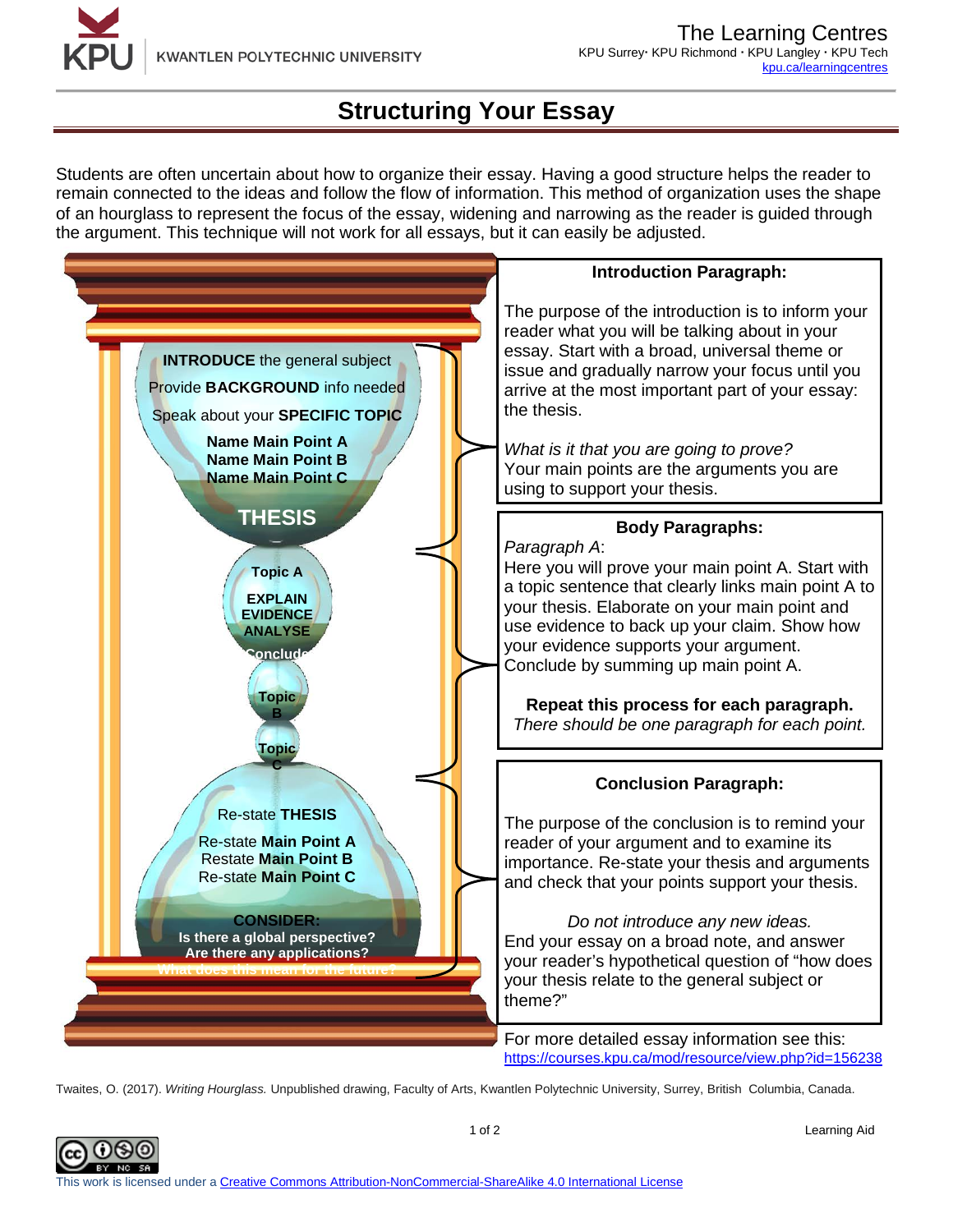KPU KWANTLEN POLYTECHNIC UNIVERSITY

The Learning Centres
KPU Surrey· KPU Richmond · KPU Langley · KPU Tech
kpu.ca/learningcentres

# Structuring Your Essay

Students are often uncertain about how to organize their essay. Having a good structure helps the reader to remain connected to the ideas and follow the flow of information. This method of organization uses the shape of an hourglass to represent the focus of the essay, widening and narrowing as the reader is guided through the argument. This technique will not work for all essays, but it can easily be adjusted.

**INTRODUCE** the general subject
Provide **BACKGROUND** info needed
Speak about your **SPECIFIC TOPIC**
**Name Main Point A**
**Name Main Point B**
**Name Main Point C**

**THESIS**

**Topic A**
**EXPLAIN**
**EVIDENCE**
**ANALYSE**
**Conclude**

**Topic B**

**Topic C**

Re-state **THESIS**
Re-state **Main Point A**
Restate **Main Point B**
Re-state **Main Point C**

**CONSIDER:**
**Is there a global perspective?**
**Are there any applications?**
**What does this mean for the future?**

### Introduction Paragraph:

The purpose of the introduction is to inform your reader what you will be talking about in your essay. Start with a broad, universal theme or issue and gradually narrow your focus until you arrive at the most important part of your essay: the thesis.

*What is it that you are going to prove?*
Your main points are the arguments you are using to support your thesis.

### Body Paragraphs:

*Paragraph A*:
Here you will prove your main point A. Start with a topic sentence that clearly links main point A to your thesis. Elaborate on your main point and use evidence to back up your claim. Show how your evidence supports your argument. Conclude by summing up main point A.

**Repeat this process for each paragraph.**
*There should be one paragraph for each point.*

### Conclusion Paragraph:

The purpose of the conclusion is to remind your reader of your argument and to examine its importance. Re-state your thesis and arguments and check that your points support your thesis.

*Do not introduce any new ideas.*
End your essay on a broad note, and answer your reader's hypothetical question of "how does your thesis relate to the general subject or theme?"

For more detailed essay information see this:
https://courses.kpu.ca/mod/resource/view.php?id=156238

Twaites, O. (2017). *Writing Hourglass.* Unpublished drawing, Faculty of Arts, Kwantlen Polytechnic University, Surrey, British Columbia, Canada.

Learning Aid

This work is licensed under a Creative Commons Attribution-NonCommercial-ShareAlike 4.0 International License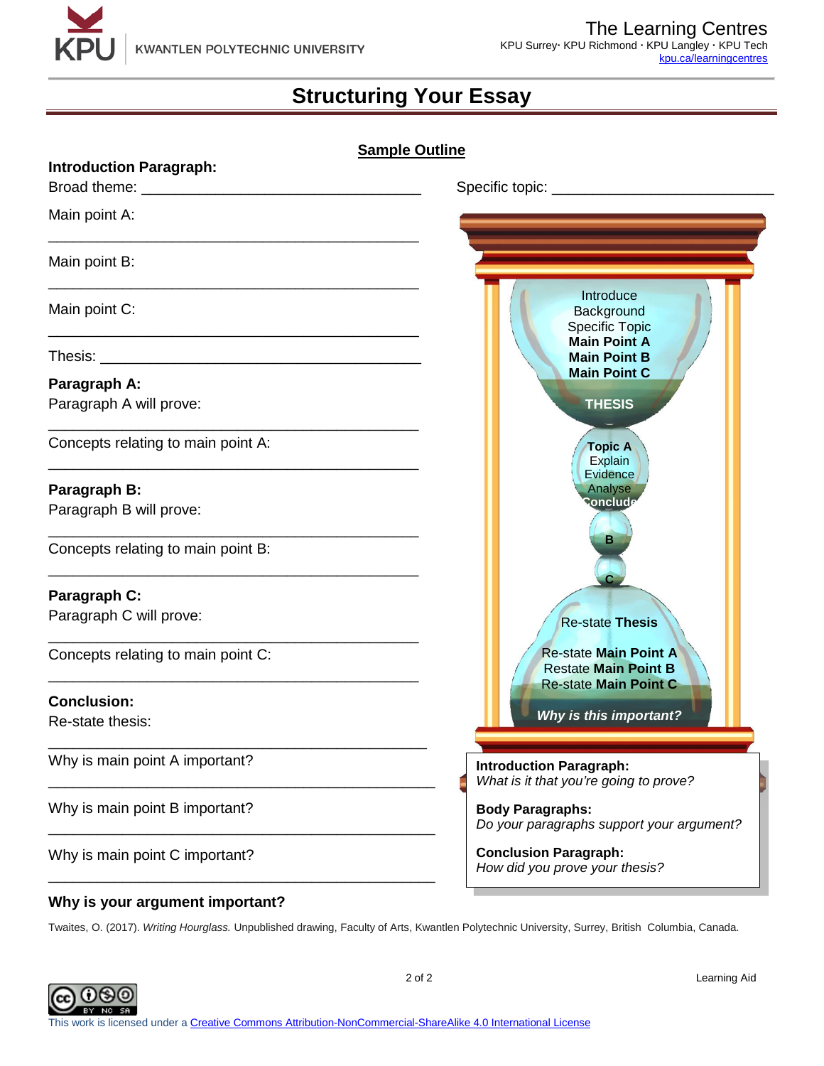# Structuring Your Essay

## Sample Outline

**Introduction Paragraph:**

Broad theme: ___________________________________ Specific topic: ___________________________

Main point A:

_____________________________________________

Main point B:

_____________________________________________

Main point C:

_____________________________________________

Thesis: _______________________________________

**Paragraph A:**

Paragraph A will prove:

_____________________________________________

Concepts relating to main point A:

_____________________________________________

**Paragraph B:**

Paragraph B will prove:

_____________________________________________

Concepts relating to main point B:

_____________________________________________

**Paragraph C:**

Paragraph C will prove:

_____________________________________________

Concepts relating to main point C:

_____________________________________________

**Conclusion:**

Re-state thesis:

_____________________________________________

Why is main point A important?

_____________________________________________

Why is main point B important?

_____________________________________________

Why is main point C important?

_____________________________________________

**Why is your argument important?**

Introduce
Background
Specific Topic
**Main Point A**
**Main Point B**
**Main Point C**
**THESIS**

**Topic A**
Explain
Evidence
Analyse
**Conclude**

**B**

**C**

Re-state **Thesis**

Re-state **Main Point A**
Restate **Main Point B**
Re-state **Main Point C**

***Why is this important?***

**Introduction Paragraph:**
*What is it that you're going to prove?*

**Body Paragraphs:**
*Do your paragraphs support your argument?*

**Conclusion Paragraph:**
*How did you prove your thesis?*

Twaites, O. (2017). *Writing Hourglass.* Unpublished drawing, Faculty of Arts, Kwantlen Polytechnic University, Surrey, British Columbia, Canada.

This work is licensed under a Creative Commons Attribution-NonCommercial-ShareAlike 4.0 International License